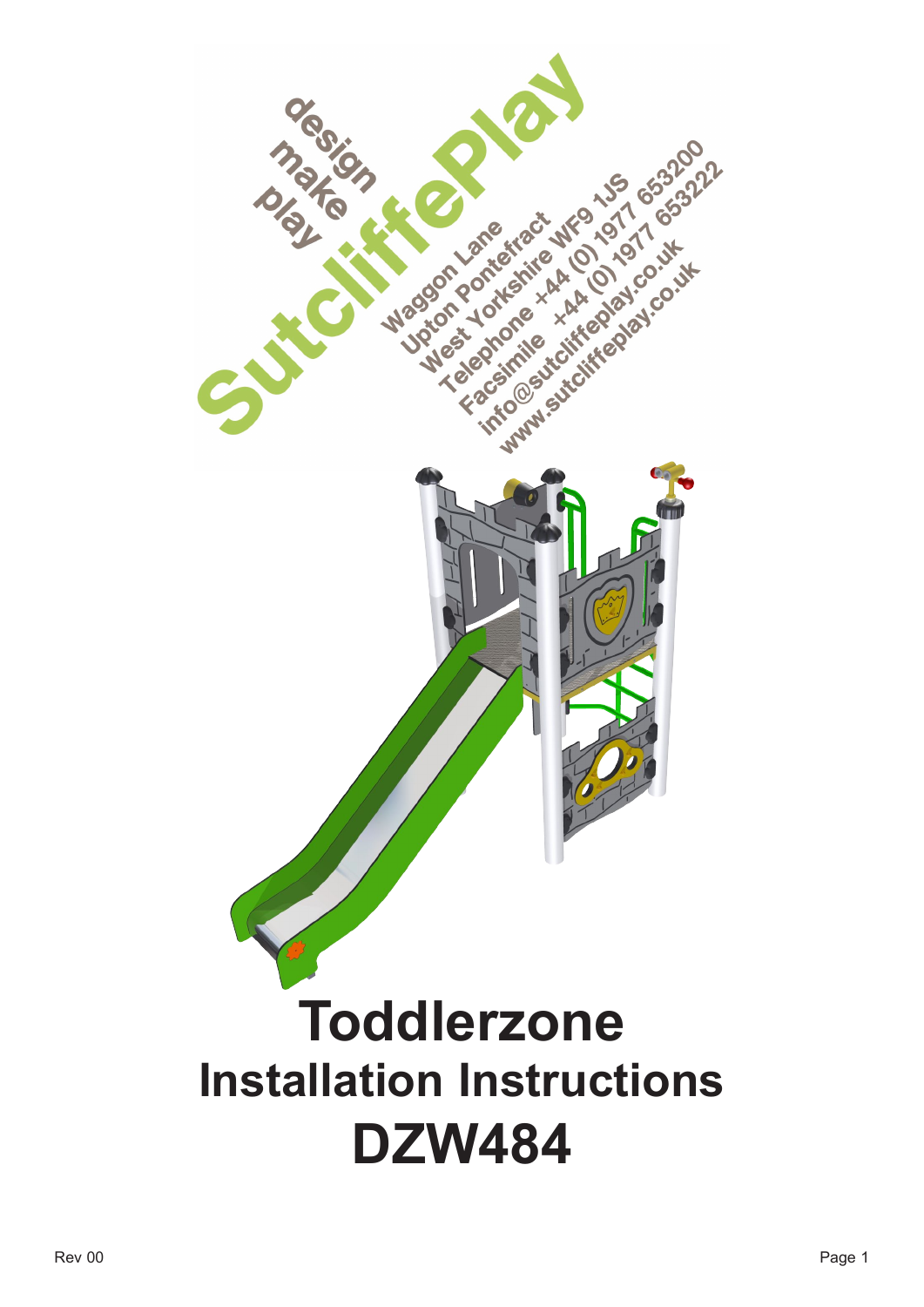design
make
play

SutcliffePlay

Waggon Lane
Upton Pontefract
West Yorkshire WF9 1JS
Telephone +44 (0) 1977 653200
Facsimile +44 (0) 1977 653222
info@sutcliffeplay.co.uk
www.sutcliffeplay.co.uk

# Toddlerzone

## Installation Instructions

# DZW484

Rev 00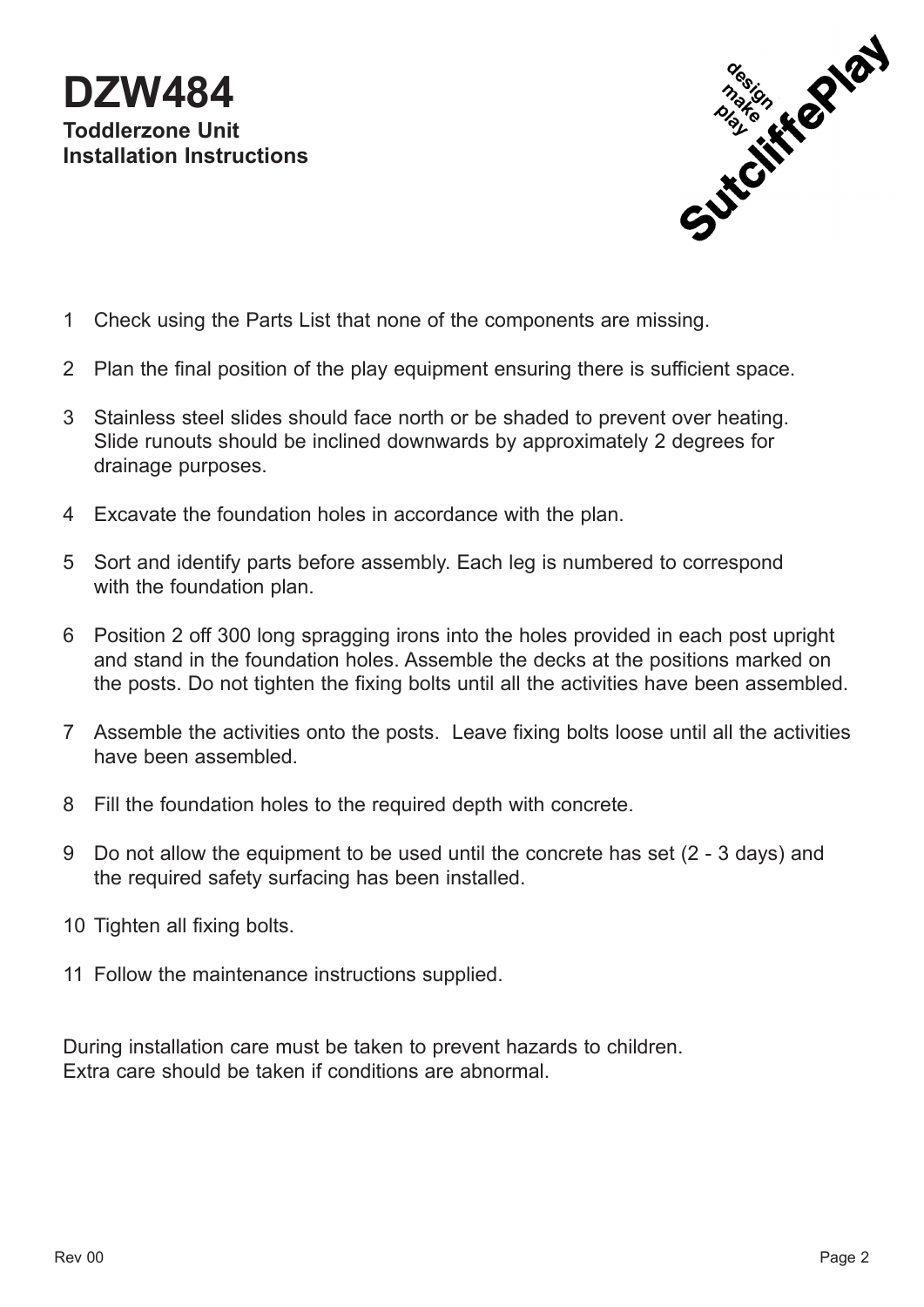# DZW484

**Toddlerzone Unit**
**Installation Instructions**

design
make
play
SutcliffePlay

1. Check using the Parts List that none of the components are missing.
2. Plan the final position of the play equipment ensuring there is sufficient space.
3. Stainless steel slides should face north or be shaded to prevent over heating. Slide runouts should be inclined downwards by approximately 2 degrees for drainage purposes.
4. Excavate the foundation holes in accordance with the plan.
5. Sort and identify parts before assembly. Each leg is numbered to correspond with the foundation plan.
6. Position 2 off 300 long spragging irons into the holes provided in each post upright and stand in the foundation holes. Assemble the decks at the positions marked on the posts. Do not tighten the fixing bolts until all the activities have been assembled.
7. Assemble the activities onto the posts. Leave fixing bolts loose until all the activities have been assembled.
8. Fill the foundation holes to the required depth with concrete.
9. Do not allow the equipment to be used until the concrete has set (2 - 3 days) and the required safety surfacing has been installed.
10. Tighten all fixing bolts.
11. Follow the maintenance instructions supplied.

During installation care must be taken to prevent hazards to children.
Extra care should be taken if conditions are abnormal.

Rev 00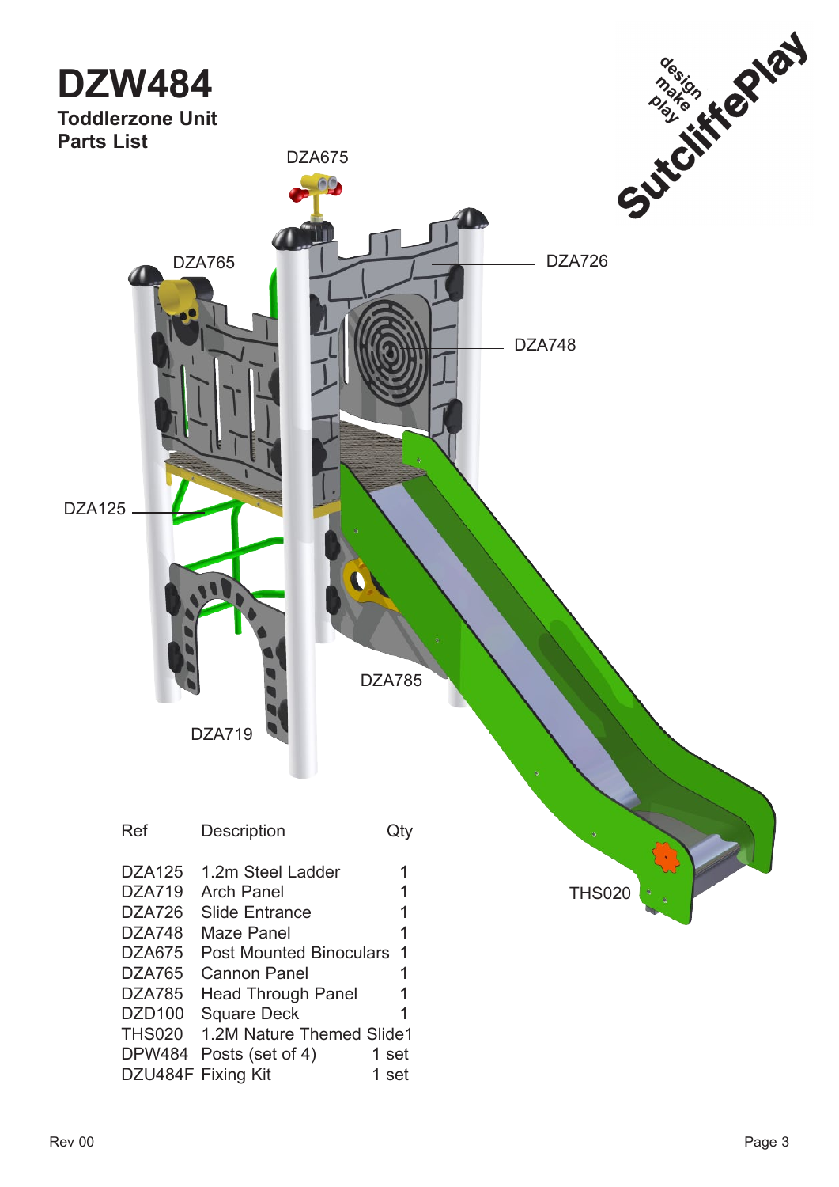# DZW484

**Toddlerzone Unit**
**Parts List**

| Ref | Description | Qty |
|---|---|---|
| DZA125 | 1.2m Steel Ladder | 1 |
| DZA719 | Arch Panel | 1 |
| DZA726 | Slide Entrance | 1 |
| DZA748 | Maze Panel | 1 |
| DZA675 | Post Mounted Binoculars | 1 |
| DZA765 | Cannon Panel | 1 |
| DZA785 | Head Through Panel | 1 |
| DZD100 | Square Deck | 1 |
| THS020 | 1.2M Nature Themed Slide | 1 |
| DPW484 | Posts (set of 4) | 1 set |
| DZU484F | Fixing Kit | 1 set |

Rev 00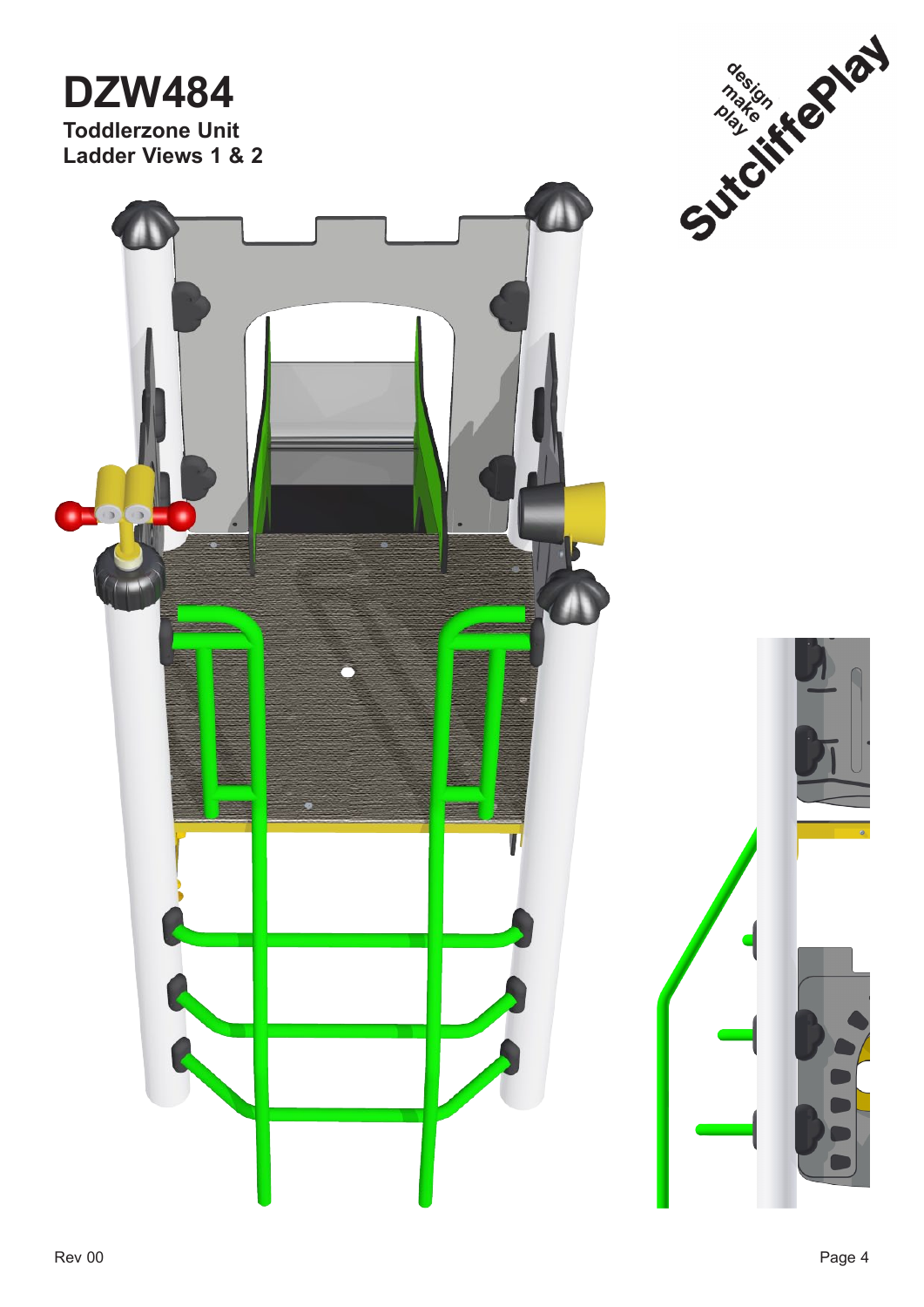# DZW484

**Toddlerzone Unit**
**Ladder Views 1 & 2**

Rev 00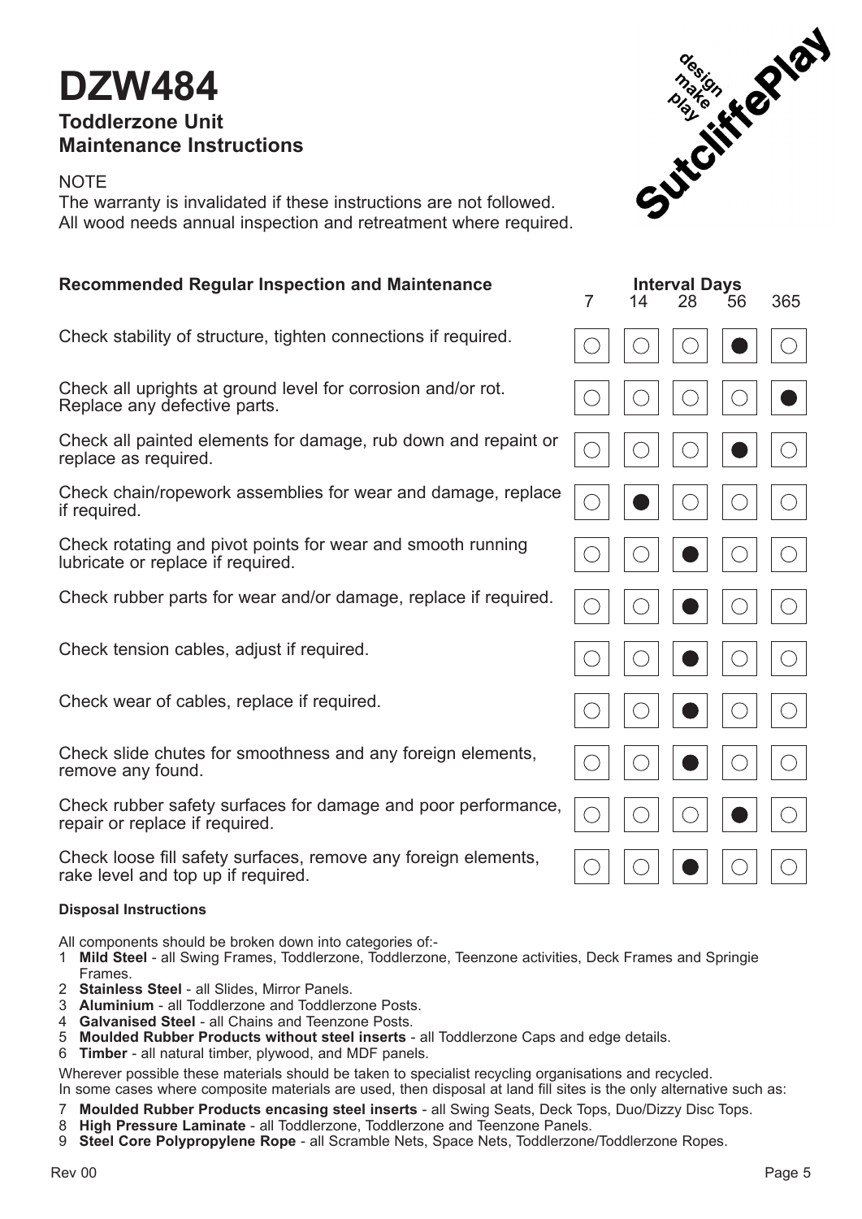# DZW484

## Toddlerzone Unit
## Maintenance Instructions

NOTE
The warranty is invalidated if these instructions are not followed.
All wood needs annual inspection and retreatment where required.

SutcliffePlay — design make play

| Recommended Regular Inspection and Maintenance | Interval Days 7 | 14 | 28 | 56 | 365 |
|---|---|---|---|---|---|
| Check stability of structure, tighten connections if required. | ○ | ○ | ○ | ● | ○ |
| Check all uprights at ground level for corrosion and/or rot. Replace any defective parts. | ○ | ○ | ○ | ○ | ● |
| Check all painted elements for damage, rub down and repaint or replace as required. | ○ | ○ | ○ | ● | ○ |
| Check chain/ropework assemblies for wear and damage, replace if required. | ○ | ● | ○ | ○ | ○ |
| Check rotating and pivot points for wear and smooth running lubricate or replace if required. | ○ | ○ | ● | ○ | ○ |
| Check rubber parts for wear and/or damage, replace if required. | ○ | ○ | ● | ○ | ○ |
| Check tension cables, adjust if required. | ○ | ○ | ● | ○ | ○ |
| Check wear of cables, replace if required. | ○ | ○ | ● | ○ | ○ |
| Check slide chutes for smoothness and any foreign elements, remove any found. | ○ | ○ | ● | ○ | ○ |
| Check rubber safety surfaces for damage and poor performance, repair or replace if required. | ○ | ○ | ○ | ● | ○ |
| Check loose fill safety surfaces, remove any foreign elements, rake level and top up if required. | ○ | ○ | ● | ○ | ○ |

**Disposal Instructions**

All components should be broken down into categories of:-

1. **Mild Steel** - all Swing Frames, Toddlerzone, Toddlerzone, Teenzone activities, Deck Frames and Springie Frames.
2. **Stainless Steel** - all Slides, Mirror Panels.
3. **Aluminium** - all Toddlerzone and Toddlerzone Posts.
4. **Galvanised Steel** - all Chains and Teenzone Posts.
5. **Moulded Rubber Products without steel inserts** - all Toddlerzone Caps and edge details.
6. **Timber** - all natural timber, plywood, and MDF panels.

Wherever possible these materials should be taken to specialist recycling organisations and recycled.
In some cases where composite materials are used, then disposal at land fill sites is the only alternative such as:

7. **Moulded Rubber Products encasing steel inserts** - all Swing Seats, Deck Tops, Duo/Dizzy Disc Tops.
8. **High Pressure Laminate** - all Toddlerzone, Toddlerzone and Teenzone Panels.
9. **Steel Core Polypropylene Rope** - all Scramble Nets, Space Nets, Toddlerzone/Toddlerzone Ropes.

Rev 00